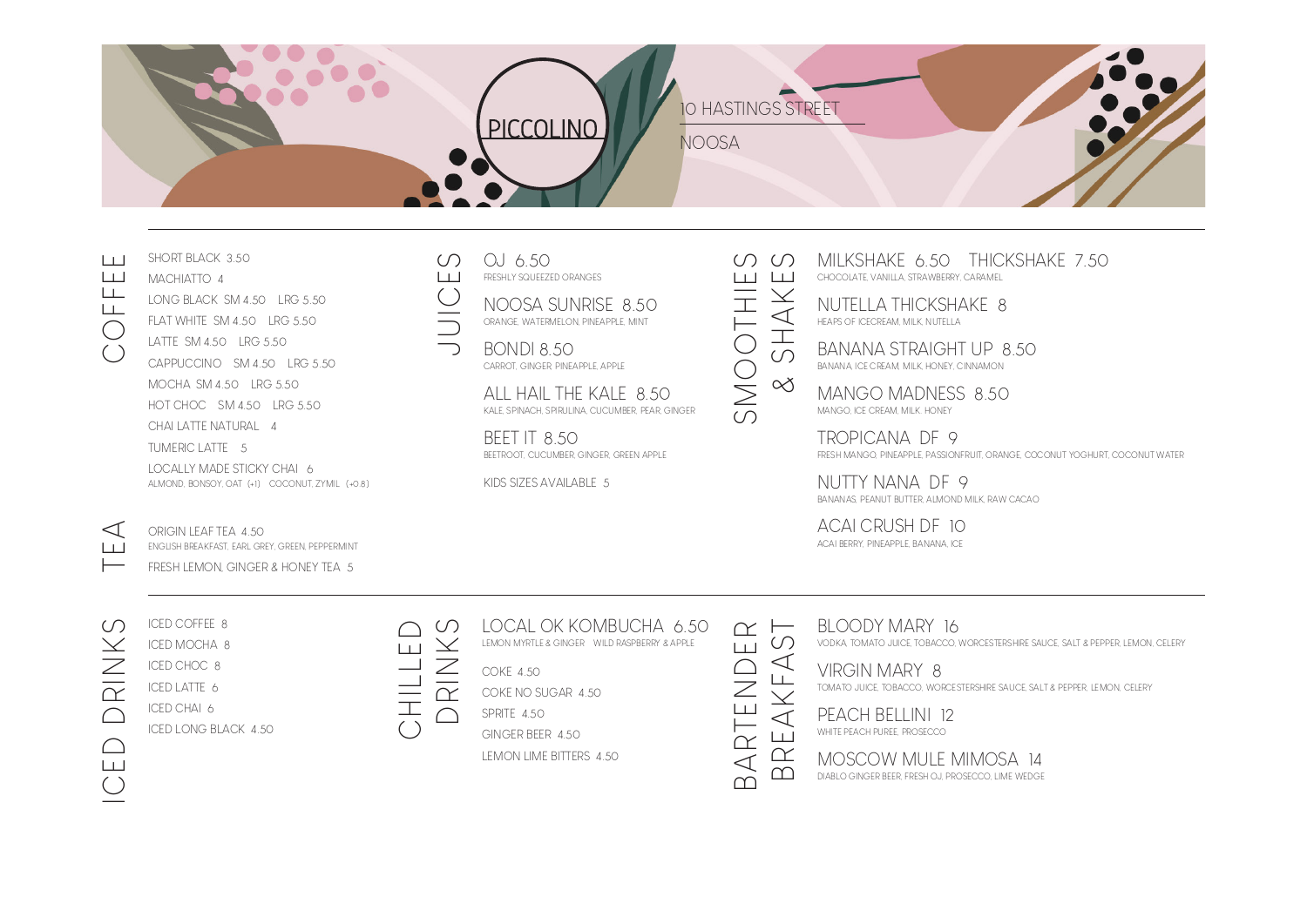# PICCOLINO

10 HASTINGS STREET

NOOSA

## COFFEE

SHORT BLACK 3.50
MACHIATTO 4
LONG BLACK SM 4.50 LRG 5.50
FLAT WHITE SM 4.50 LRG 5.50
LATTE SM 4.50 LRG 5.50
CAPPUCCINO SM 4.50 LRG 5.50
MOCHA SM 4.50 LRG 5.50
HOT CHOC SM 4.50 LRG 5.50
CHAI LATTE NATURAL 4
TUMERIC LATTE 5
LOCALLY MADE STICKY CHAI 6
ALMOND, BONSOY, OAT (+1) COCONUT, ZYMIL (+0.8)

## TEA

ORIGIN LEAF TEA 4.50
ENGLISH BREAKFAST, EARL GREY, GREEN, PEPPERMINT
FRESH LEMON, GINGER & HONEY TEA 5

## JUICES

OJ 6.50
FRESHLY SQUEEZED ORANGES

NOOSA SUNRISE 8.50
ORANGE, WATERMELON, PINEAPPLE, MINT

BONDI 8.50
CARROT, GINGER, PINEAPPLE, APPLE

ALL HAIL THE KALE 8.50
KALE, SPINACH, SPIRULINA, CUCUMBER, PEAR, GINGER

BEET IT 8.50
BEETROOT, CUCUMBER, GINGER, GREEN APPLE

KIDS SIZES AVAILABLE 5

## SMOOTHIES & SHAKES

MILKSHAKE 6.50 THICKSHAKE 7.50
CHOCOLATE, VANILLA, STRAWBERRY, CARAMEL

NUTELLA THICKSHAKE 8
HEAPS OF ICECREAM, MILK, NUTELLA

BANANA STRAIGHT UP 8.50
BANANA, ICE CREAM, MILK, HONEY, CINNAMON

MANGO MADNESS 8.50
MANGO, ICE CREAM, MILK, HONEY

TROPICANA DF 9
FRESH MANGO, PINEAPPLE, PASSIONFRUIT, ORANGE, COCONUT YOGHURT, COCONUT WATER

NUTTY NANA DF 9
BANANAS, PEANUT BUTTER, ALMOND MILK, RAW CACAO

ACAI CRUSH DF 10
ACAI BERRY, PINEAPPLE, BANANA, ICE

## ICED DRINKS

ICED COFFEE 8
ICED MOCHA 8
ICED CHOC 8
ICED LATTE 6
ICED CHAI 6
ICED LONG BLACK 4.50

## CHILLED DRINKS

LOCAL OK KOMBUCHA 6.50
LEMON MYRTLE & GINGER WILD RASPBERRY & APPLE

COKE 4.50
COKE NO SUGAR 4.50
SPRITE 4.50
GINGER BEER 4.50
LEMON LIME BITTERS 4.50

## BARTENDER BREAKFAST

BLOODY MARY 16
VODKA, TOMATO JUICE, TOBACCO, WORCESTERSHIRE SAUCE, SALT & PEPPER, LEMON, CELERY

VIRGIN MARY 8
TOMATO JUICE, TOBACCO, WORCESTERSHIRE SAUCE, SALT & PEPPER, LEMON, CELERY

PEACH BELLINI 12
WHITE PEACH PUREE, PROSECCO

MOSCOW MULE MIMOSA 14
DIABLO GINGER BEER, FRESH OJ, PROSECCO, LIME WEDGE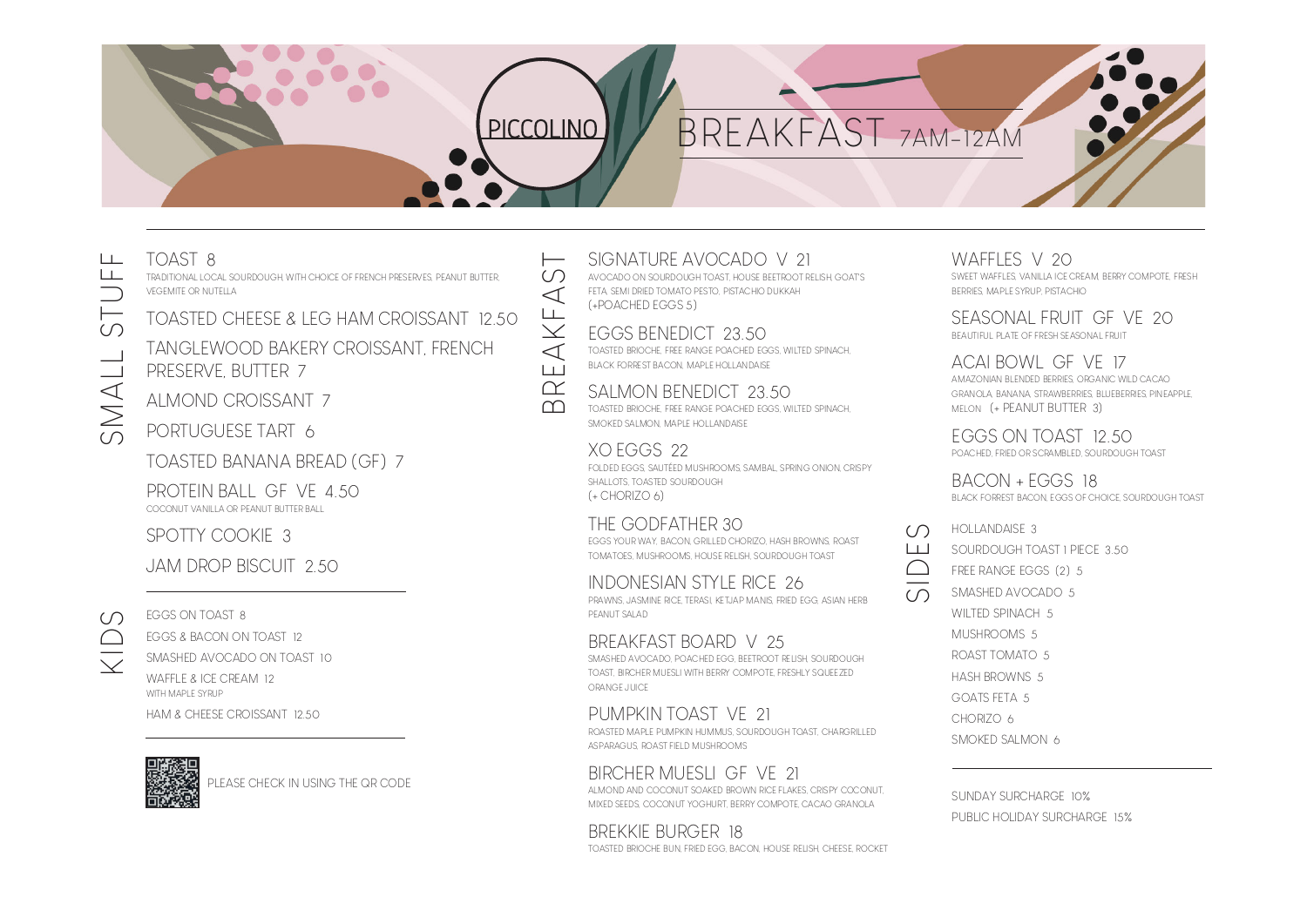# PICCOLINO

# BREAKFAST 7AM-12AM

## SMALL STUFF

TOAST 8
TRADITIONAL LOCAL SOURDOUGH WITH CHOICE OF FRENCH PRESERVES, PEANUT BUTTER, VEGEMITE OR NUTELLA

TOASTED CHEESE & LEG HAM CROISSANT 12.50

TANGLEWOOD BAKERY CROISSANT, FRENCH PRESERVE, BUTTER 7

ALMOND CROISSANT 7

PORTUGUESE TART 6

TOASTED BANANA BREAD (GF) 7

PROTEIN BALL GF VE 4.50
COCONUT VANILLA OR PEANUT BUTTER BALL

SPOTTY COOKIE 3

JAM DROP BISCUIT 2.50

## KIDS

EGGS ON TOAST 8

EGGS & BACON ON TOAST 12

SMASHED AVOCADO ON TOAST 10

WAFFLE & ICE CREAM 12
WITH MAPLE SYRUP

HAM & CHEESE CROISSANT 12.50

PLEASE CHECK IN USING THE QR CODE

## BREAKFAST

SIGNATURE AVOCADO V 21
AVOCADO ON SOURDOUGH TOAST, HOUSE BEETROOT RELISH, GOAT'S FETA, SEMI DRIED TOMATO PESTO, PISTACHIO DUKKAH
(+POACHED EGGS 5)

EGGS BENEDICT 23.50
TOASTED BRIOCHE, FREE RANGE POACHED EGGS, WILTED SPINACH, BLACK FORREST BACON, MAPLE HOLLANDAISE

SALMON BENEDICT 23.50
TOASTED BRIOCHE, FREE RANGE POACHED EGGS, WILTED SPINACH, SMOKED SALMON, MAPLE HOLLANDAISE

XO EGGS 22
FOLDED EGGS, SAUTÉED MUSHROOMS, SAMBAL, SPRING ONION, CRISPY SHALLOTS, TOASTED SOURDOUGH
(+ CHORIZO 6)

THE GODFATHER 30
EGGS YOUR WAY, BACON, GRILLED CHORIZO, HASH BROWNS, ROAST TOMATOES, MUSHROOMS, HOUSE RELISH, SOURDOUGH TOAST

INDONESIAN STYLE RICE 26
PRAWNS, JASMINE RICE, TERASI, KETJAP MANIS, FRIED EGG, ASIAN HERB PEANUT SALAD

BREAKFAST BOARD V 25
SMASHED AVOCADO, POACHED EGG, BEETROOT RELISH, SOURDOUGH TOAST, BIRCHER MUESLI WITH BERRY COMPOTE, FRESHLY SQUEEZED ORANGE JUICE

PUMPKIN TOAST VE 21
ROASTED MAPLE PUMPKIN HUMMUS, SOURDOUGH TOAST, CHARGRILLED ASPARAGUS, ROAST FIELD MUSHROOMS

BIRCHER MUESLI GF VE 21
ALMOND AND COCONUT SOAKED BROWN RICE FLAKES, CRISPY COCONUT, MIXED SEEDS, COCONUT YOGHURT, BERRY COMPOTE, CACAO GRANOLA

BREKKIE BURGER 18
TOASTED BRIOCHE BUN, FRIED EGG, BACON, HOUSE RELISH, CHEESE, ROCKET

WAFFLES V 20
SWEET WAFFLES, VANILLA ICE CREAM, BERRY COMPOTE, FRESH BERRIES, MAPLE SYRUP, PISTACHIO

SEASONAL FRUIT GF VE 20
BEAUTIFUL PLATE OF FRESH SEASONAL FRUIT

ACAI BOWL GF VE 17
AMAZONIAN BLENDED BERRIES, ORGANIC WILD CACAO GRANOLA, BANANA, STRAWBERRIES, BLUEBERRIES, PINEAPPLE, MELON (+ PEANUT BUTTER 3)

EGGS ON TOAST 12.50
POACHED, FRIED OR SCRAMBLED, SOURDOUGH TOAST

BACON + EGGS 18
BLACK FORREST BACON, EGGS OF CHOICE, SOURDOUGH TOAST

## SIDES

HOLLANDAISE 3

SOURDOUGH TOAST 1 PIECE 3.50

FREE RANGE EGGS (2) 5

SMASHED AVOCADO 5

WILTED SPINACH 5

MUSHROOMS 5

ROAST TOMATO 5

HASH BROWNS 5

GOATS FETA 5

CHORIZO 6

SMOKED SALMON 6

SUNDAY SURCHARGE 10%

PUBLIC HOLIDAY SURCHARGE 15%